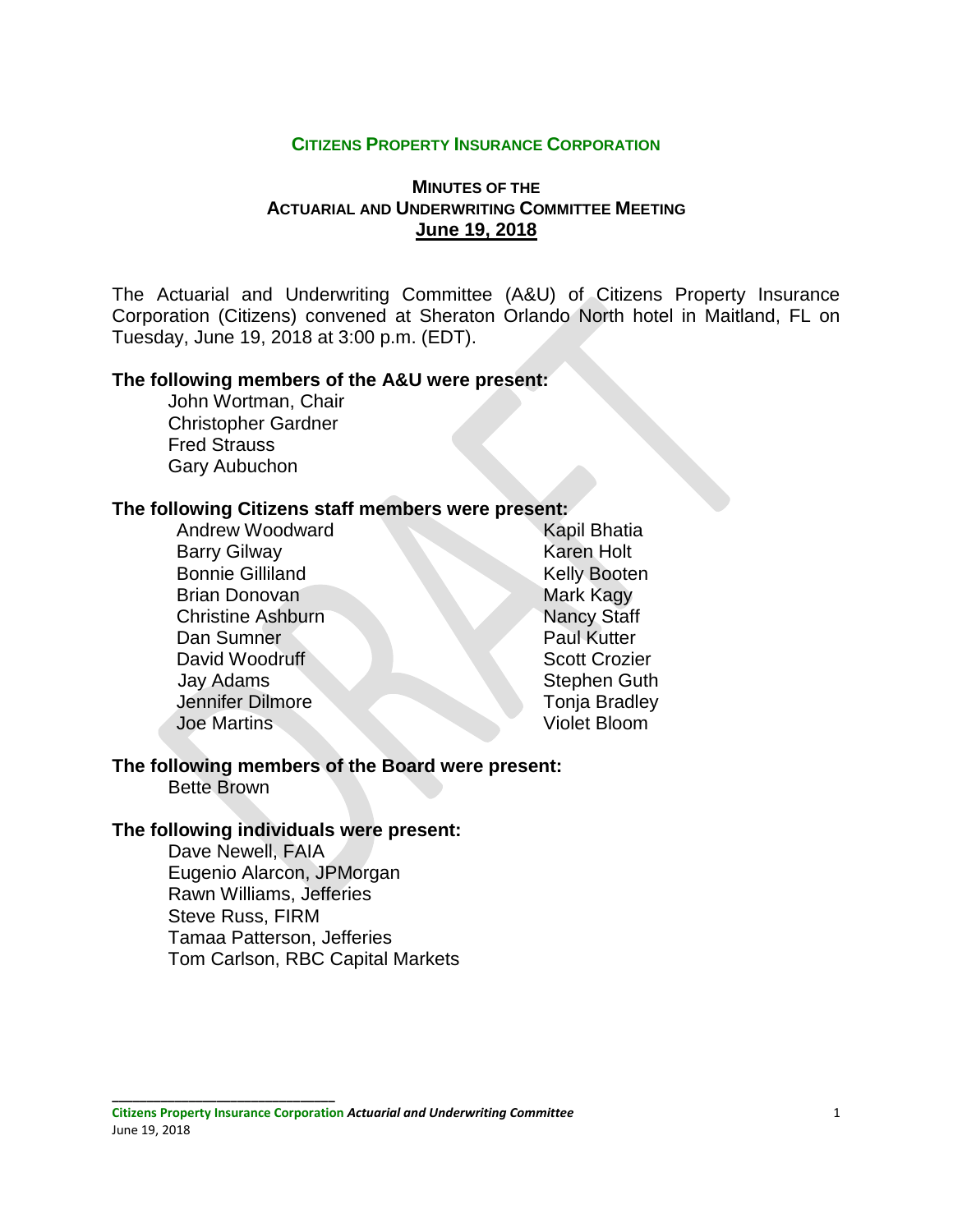# CITIZENS PROPERTY INSURANCE CORPORATION

## MINUTES OF THE ACTUARIAL AND UNDERWRITING COMMITTEE MEETING

**June 19, 2018**

The Actuarial and Underwriting Committee (A&U) of Citizens Property Insurance Corporation (Citizens) convened at Sheraton Orlando North hotel in Maitland, FL on Tuesday, June 19, 2018 at 3:00 p.m. (EDT).

**The following members of the A&U were present:**

John Wortman, Chair
Christopher Gardner
Fred Strauss
Gary Aubuchon

**The following Citizens staff members were present:**

Andrew Woodward
Barry Gilway
Bonnie Gilliland
Brian Donovan
Christine Ashburn
Dan Sumner
David Woodruff
Jay Adams
Jennifer Dilmore
Joe Martins
Kapil Bhatia
Karen Holt
Kelly Booten
Mark Kagy
Nancy Staff
Paul Kutter
Scott Crozier
Stephen Guth
Tonja Bradley
Violet Bloom

**The following members of the Board were present:**

Bette Brown

**The following individuals were present:**

Dave Newell, FAIA
Eugenio Alarcon, JPMorgan
Rawn Williams, Jefferies
Steve Russ, FIRM
Tamaa Patterson, Jefferies
Tom Carlson, RBC Capital Markets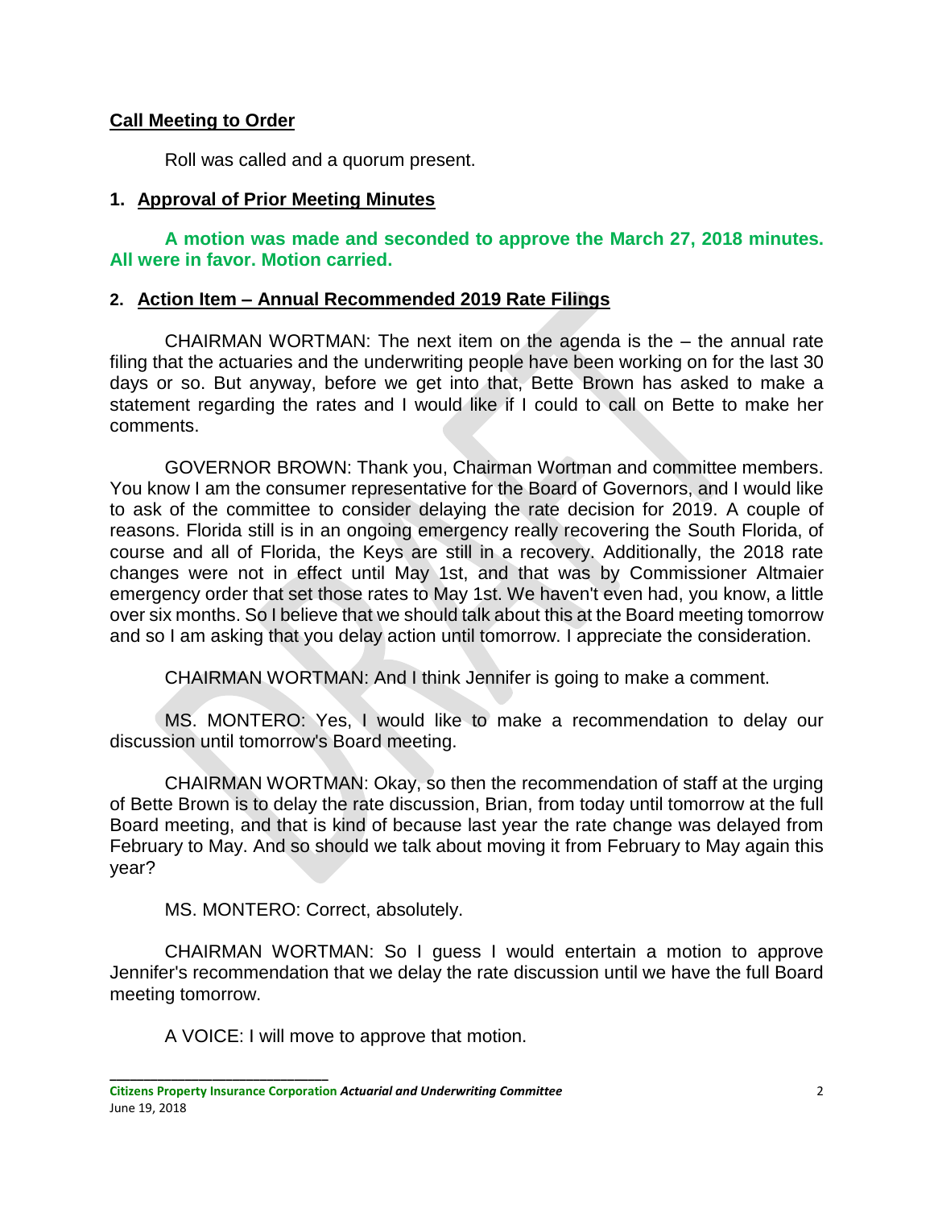**Call Meeting to Order**

Roll was called and a quorum present.

## 1. Approval of Prior Meeting Minutes

**A motion was made and seconded to approve the March 27, 2018 minutes. All were in favor. Motion carried.**

## 2. Action Item – Annual Recommended 2019 Rate Filings

CHAIRMAN WORTMAN: The next item on the agenda is the – the annual rate filing that the actuaries and the underwriting people have been working on for the last 30 days or so. But anyway, before we get into that, Bette Brown has asked to make a statement regarding the rates and I would like if I could to call on Bette to make her comments.

GOVERNOR BROWN: Thank you, Chairman Wortman and committee members. You know I am the consumer representative for the Board of Governors, and I would like to ask of the committee to consider delaying the rate decision for 2019. A couple of reasons. Florida still is in an ongoing emergency really recovering the South Florida, of course and all of Florida, the Keys are still in a recovery. Additionally, the 2018 rate changes were not in effect until May 1st, and that was by Commissioner Altmaier emergency order that set those rates to May 1st. We haven't even had, you know, a little over six months. So I believe that we should talk about this at the Board meeting tomorrow and so I am asking that you delay action until tomorrow. I appreciate the consideration.

CHAIRMAN WORTMAN: And I think Jennifer is going to make a comment.

MS. MONTERO: Yes, I would like to make a recommendation to delay our discussion until tomorrow's Board meeting.

CHAIRMAN WORTMAN: Okay, so then the recommendation of staff at the urging of Bette Brown is to delay the rate discussion, Brian, from today until tomorrow at the full Board meeting, and that is kind of because last year the rate change was delayed from February to May. And so should we talk about moving it from February to May again this year?

MS. MONTERO: Correct, absolutely.

CHAIRMAN WORTMAN: So I guess I would entertain a motion to approve Jennifer's recommendation that we delay the rate discussion until we have the full Board meeting tomorrow.

A VOICE: I will move to approve that motion.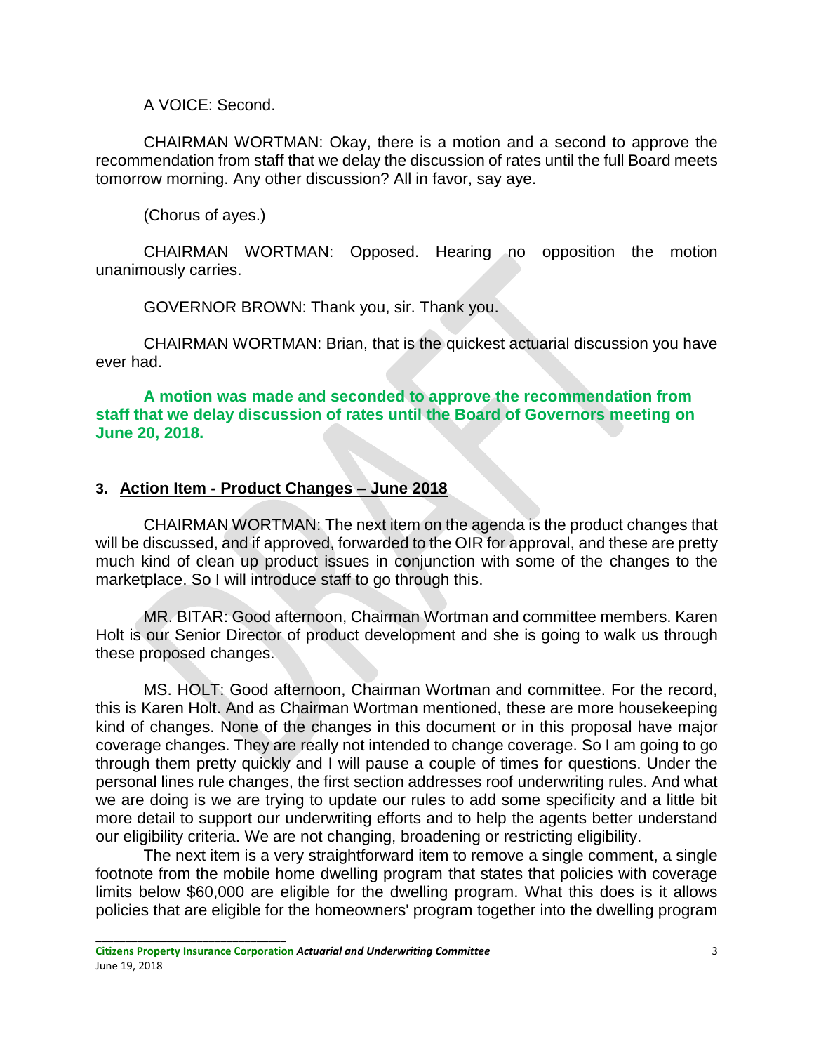A VOICE: Second.

CHAIRMAN WORTMAN: Okay, there is a motion and a second to approve the recommendation from staff that we delay the discussion of rates until the full Board meets tomorrow morning. Any other discussion? All in favor, say aye.

(Chorus of ayes.)

CHAIRMAN WORTMAN: Opposed. Hearing no opposition the motion unanimously carries.

GOVERNOR BROWN: Thank you, sir. Thank you.

CHAIRMAN WORTMAN: Brian, that is the quickest actuarial discussion you have ever had.

**A motion was made and seconded to approve the recommendation from staff that we delay discussion of rates until the Board of Governors meeting on June 20, 2018.**

### 3. Action Item - Product Changes – June 2018

CHAIRMAN WORTMAN: The next item on the agenda is the product changes that will be discussed, and if approved, forwarded to the OIR for approval, and these are pretty much kind of clean up product issues in conjunction with some of the changes to the marketplace. So I will introduce staff to go through this.

MR. BITAR: Good afternoon, Chairman Wortman and committee members. Karen Holt is our Senior Director of product development and she is going to walk us through these proposed changes.

MS. HOLT: Good afternoon, Chairman Wortman and committee. For the record, this is Karen Holt. And as Chairman Wortman mentioned, these are more housekeeping kind of changes. None of the changes in this document or in this proposal have major coverage changes. They are really not intended to change coverage. So I am going to go through them pretty quickly and I will pause a couple of times for questions. Under the personal lines rule changes, the first section addresses roof underwriting rules. And what we are doing is we are trying to update our rules to add some specificity and a little bit more detail to support our underwriting efforts and to help the agents better understand our eligibility criteria. We are not changing, broadening or restricting eligibility.

The next item is a very straightforward item to remove a single comment, a single footnote from the mobile home dwelling program that states that policies with coverage limits below $60,000 are eligible for the dwelling program. What this does is it allows policies that are eligible for the homeowners' program together into the dwelling program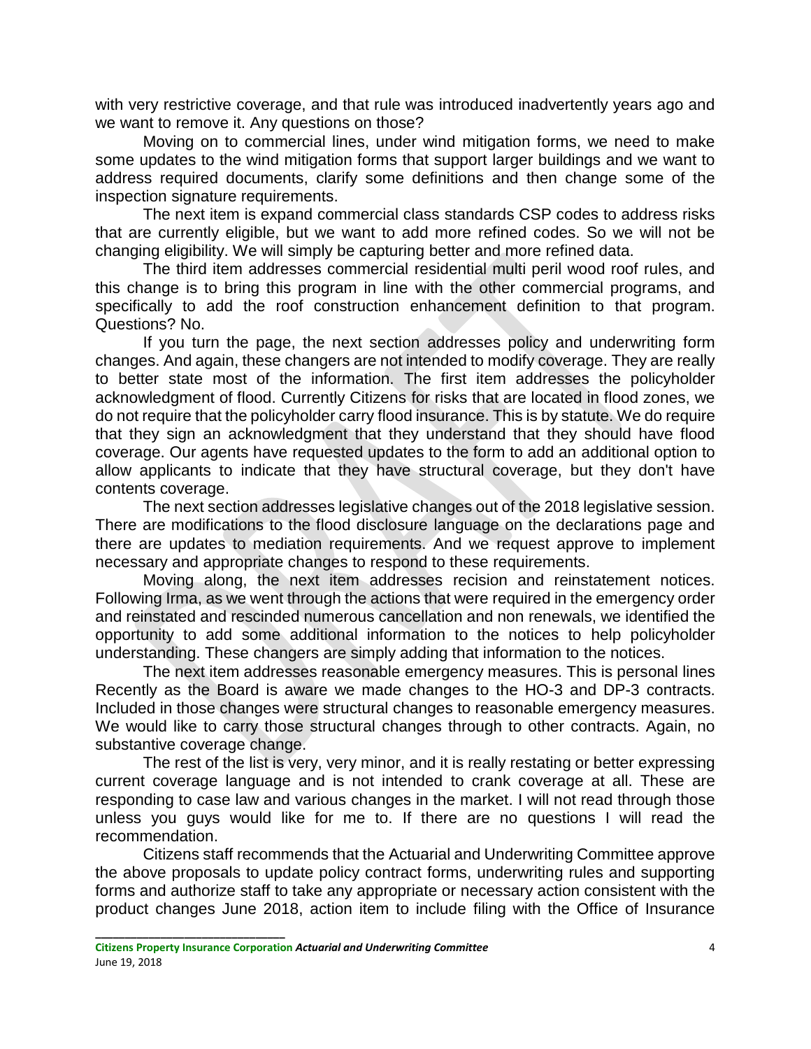with very restrictive coverage, and that rule was introduced inadvertently years ago and we want to remove it. Any questions on those?

Moving on to commercial lines, under wind mitigation forms, we need to make some updates to the wind mitigation forms that support larger buildings and we want to address required documents, clarify some definitions and then change some of the inspection signature requirements.

The next item is expand commercial class standards CSP codes to address risks that are currently eligible, but we want to add more refined codes. So we will not be changing eligibility. We will simply be capturing better and more refined data.

The third item addresses commercial residential multi peril wood roof rules, and this change is to bring this program in line with the other commercial programs, and specifically to add the roof construction enhancement definition to that program. Questions? No.

If you turn the page, the next section addresses policy and underwriting form changes. And again, these changers are not intended to modify coverage. They are really to better state most of the information. The first item addresses the policyholder acknowledgment of flood. Currently Citizens for risks that are located in flood zones, we do not require that the policyholder carry flood insurance. This is by statute. We do require that they sign an acknowledgment that they understand that they should have flood coverage. Our agents have requested updates to the form to add an additional option to allow applicants to indicate that they have structural coverage, but they don't have contents coverage.

The next section addresses legislative changes out of the 2018 legislative session. There are modifications to the flood disclosure language on the declarations page and there are updates to mediation requirements. And we request approve to implement necessary and appropriate changes to respond to these requirements.

Moving along, the next item addresses recision and reinstatement notices. Following Irma, as we went through the actions that were required in the emergency order and reinstated and rescinded numerous cancellation and non renewals, we identified the opportunity to add some additional information to the notices to help policyholder understanding. These changers are simply adding that information to the notices.

The next item addresses reasonable emergency measures. This is personal lines Recently as the Board is aware we made changes to the HO-3 and DP-3 contracts. Included in those changes were structural changes to reasonable emergency measures. We would like to carry those structural changes through to other contracts. Again, no substantive coverage change.

The rest of the list is very, very minor, and it is really restating or better expressing current coverage language and is not intended to crank coverage at all. These are responding to case law and various changes in the market. I will not read through those unless you guys would like for me to. If there are no questions I will read the recommendation.

Citizens staff recommends that the Actuarial and Underwriting Committee approve the above proposals to update policy contract forms, underwriting rules and supporting forms and authorize staff to take any appropriate or necessary action consistent with the product changes June 2018, action item to include filing with the Office of Insurance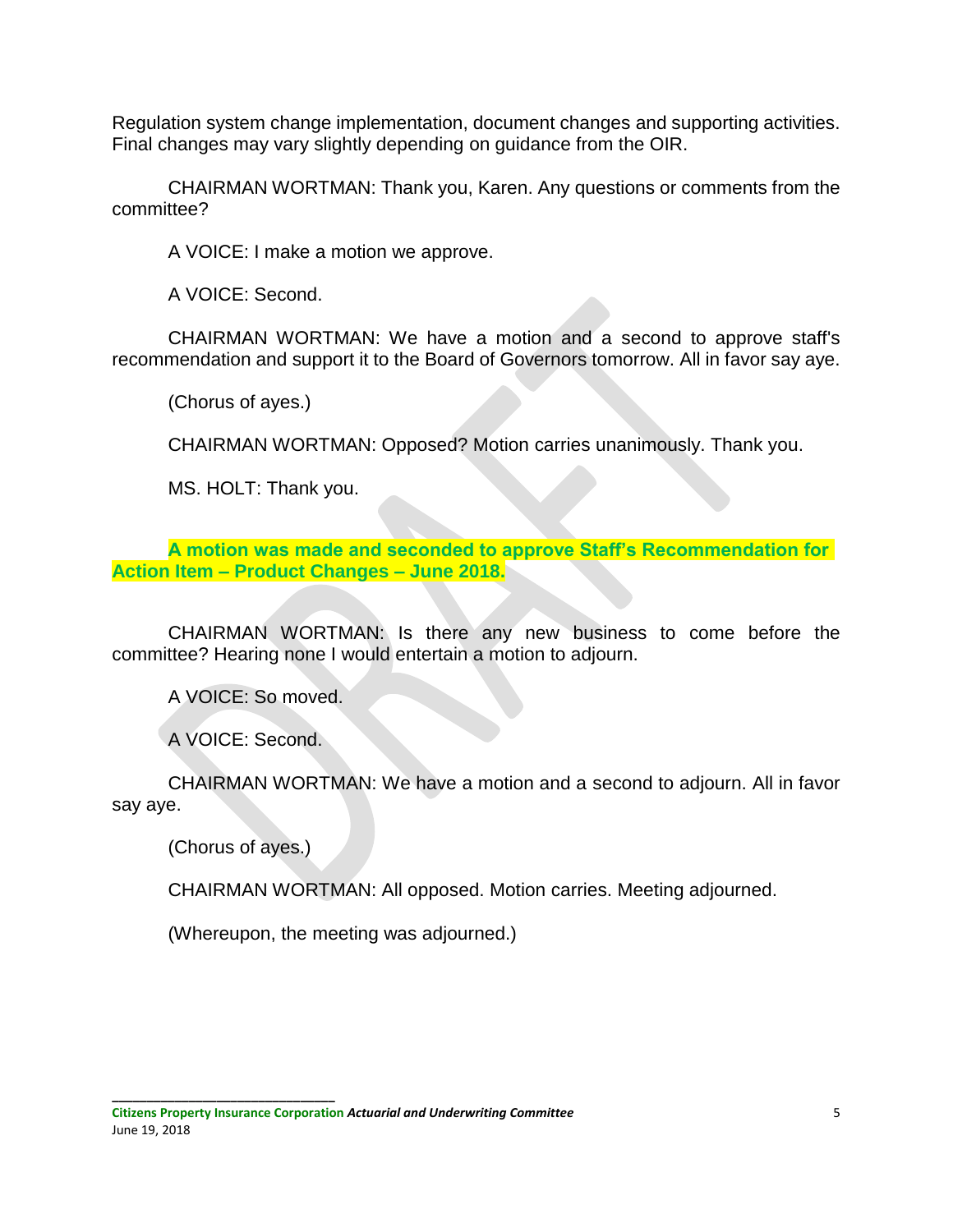Regulation system change implementation, document changes and supporting activities. Final changes may vary slightly depending on guidance from the OIR.

CHAIRMAN WORTMAN: Thank you, Karen. Any questions or comments from the committee?

A VOICE: I make a motion we approve.

A VOICE: Second.

CHAIRMAN WORTMAN: We have a motion and a second to approve staff's recommendation and support it to the Board of Governors tomorrow. All in favor say aye.

(Chorus of ayes.)

CHAIRMAN WORTMAN: Opposed? Motion carries unanimously. Thank you.

MS. HOLT: Thank you.

**A motion was made and seconded to approve Staff's Recommendation for Action Item – Product Changes – June 2018.**

CHAIRMAN WORTMAN: Is there any new business to come before the committee? Hearing none I would entertain a motion to adjourn.

A VOICE: So moved.

A VOICE: Second.

CHAIRMAN WORTMAN: We have a motion and a second to adjourn. All in favor say aye.

(Chorus of ayes.)

CHAIRMAN WORTMAN: All opposed. Motion carries. Meeting adjourned.

(Whereupon, the meeting was adjourned.)